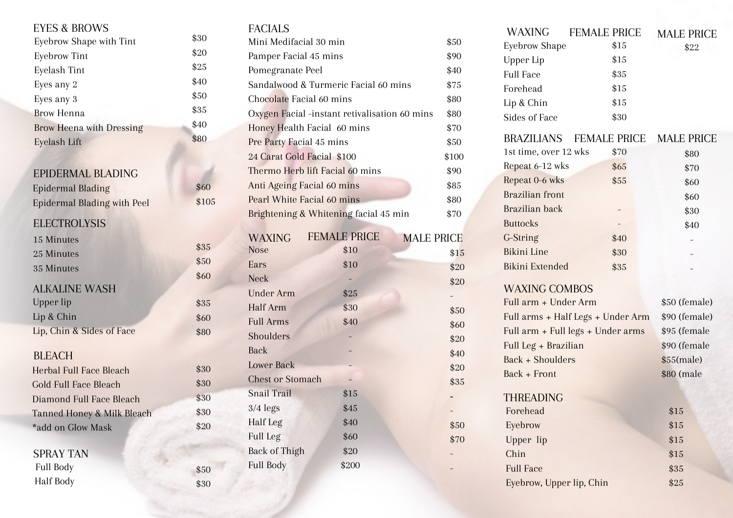## EYES & BROWS

| Service | Price |
|---|---|
| Eyebrow Shape with Tint | $30 |
| Eyebrow Tint | $20 |
| Eyelash Tint | $25 |
| Eyes any 2 | $40 |
| Eyes any 3 | $50 |
| Brow Henna | $35 |
| Brow Heena with Dressing | $40 |
| Eyelash Lift | $80 |

## EPIDERMAL BLADING

| Service | Price |
|---|---|
| Epidermal Blading | $60 |
| Epidermal Blading with Peel | $105 |

## ELECTROLYSIS

| Service | Price |
|---|---|
| 15 Minutes | $35 |
| 25 Minutes | $50 |
| 35 Minutes | $60 |

## ALKALINE WASH

| Service | Price |
|---|---|
| Upper lip | $35 |
| Lip & Chin | $60 |
| Lip, Chin & Sides of Face | $80 |

## BLEACH

| Service | Price |
|---|---|
| Herbal Full Face Bleach | $30 |
| Gold Full Face Bleach | $30 |
| Diamond Full Face Bleach | $30 |
| Tanned Honey & Milk Bleach | $30 |
| *add on Glow Mask | $20 |

## SPRAY TAN

| Service | Price |
|---|---|
| Full Body | $50 |
| Half Body | $30 |

## FACIALS

| Service | Price |
|---|---|
| Mini Medifacial 30 min | $50 |
| Pamper Facial 45 mins | $90 |
| Pomegranate Peel | $40 |
| Sandalwood & Turmeric Facial 60 mins | $75 |
| Chocolate Facial 60 mins | $80 |
| Oxygen Facial -instant retivalisation 60 mins | $80 |
| Honey Health Facial 60 mins | $70 |
| Pre Party Facial 45 mins | $50 |
| 24 Carat Gold Facial $100 | $100 |
| Thermo Herb lift Facial 60 mins | $90 |
| Anti Ageing Facial 60 mins | $85 |
| Pearl White Facial 60 mins | $80 |
| Brightening & Whitening facial 45 min | $70 |

## WAXING

| WAXING | FEMALE PRICE | MALE PRICE |
|---|---|---|
| Nose | $10 | $15 |
| Ears | $10 | $20 |
| Neck | - | $20 |
| Under Arm | $25 | - |
| Half Arm | $30 | $50 |
| Full Arms | $40 | $60 |
| Shoulders | - | $20 |
| Back | - | $40 |
| Lower Back | - | $20 |
| Chest or Stomach | - | $35 |
| Snail Trail | $15 | - |
| 3/4 legs | $45 | - |
| Half Leg | $40 | $50 |
| Full Leg | $60 | $70 |
| Back of Thigh | $20 | - |
| Full Body | $200 | - |

| WAXING | FEMALE PRICE | MALE PRICE |
|---|---|---|
| Eyebrow Shape | $15 | $22 |
| Upper Lip | $15 | |
| Full Face | $35 | |
| Forehead | $15 | |
| Lip & Chin | $15 | |
| Sides of Face | $30 | |

## BRAZILIANS

| BRAZILIANS | FEMALE PRICE | MALE PRICE |
|---|---|---|
| 1st time, over 12 wks | $70 | $80 |
| Repeat 6-12 wks | $65 | $70 |
| Repeat 0-6 wks | $55 | $60 |
| Brazilian front | | $60 |
| Brazilian back | - | $30 |
| Buttocks | - | $40 |
| G-String | $40 | - |
| Bikini Line | $30 | - |
| Bikini Extended | $35 | - |

## WAXING COMBOS

| Combo | Price |
|---|---|
| Full arm + Under Arm | $50 (female) |
| Full arms + Half Legs + Under Arm | $90 (female) |
| Full arm + Full legs + Under arms | $95 (female |
| Full Leg + Brazilian | $90 (female |
| Back + Shoulders | $55(male) |
| Back + Front | $80 (male |

## THREADING

| Service | Price |
|---|---|
| Forehead | $15 |
| Eyebrow | $15 |
| Upper lip | $15 |
| Chin | $15 |
| Full Face | $35 |
| Eyebrow, Upper lip, Chin | $25 |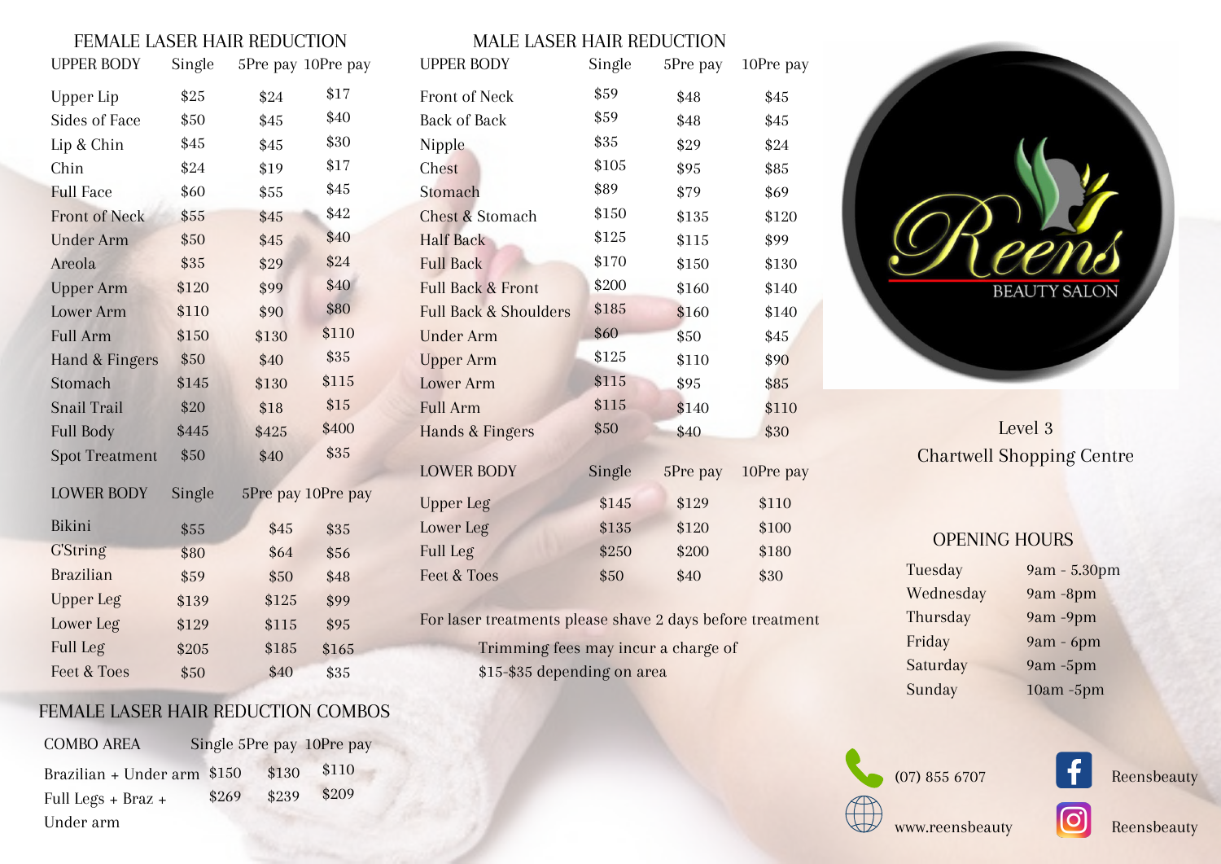## FEMALE LASER HAIR REDUCTION

| UPPER BODY | Single | 5Pre pay | 10Pre pay |
|---|---|---|---|
| Upper Lip | $25 | $24 | $17 |
| Sides of Face | $50 | $45 | $40 |
| Lip & Chin | $45 | $45 | $30 |
| Chin | $24 | $19 | $17 |
| Full Face | $60 | $55 | $45 |
| Front of Neck | $55 | $45 | $42 |
| Under Arm | $50 | $45 | $40 |
| Areola | $35 | $29 | $24 |
| Upper Arm | $120 | $99 | $40 |
| Lower Arm | $110 | $90 | $80 |
| Full Arm | $150 | $130 | $110 |
| Hand & Fingers | $50 | $40 | $35 |
| Stomach | $145 | $130 | $115 |
| Snail Trail | $20 | $18 | $15 |
| Full Body | $445 | $425 | $400 |
| Spot Treatment | $50 | $40 | $35 |

| LOWER BODY | Single | 5Pre pay | 10Pre pay |
|---|---|---|---|
| Bikini | $55 | $45 | $35 |
| G'String | $80 | $64 | $56 |
| Brazilian | $59 | $50 | $48 |
| Upper Leg | $139 | $125 | $99 |
| Lower Leg | $129 | $115 | $95 |
| Full Leg | $205 | $185 | $165 |
| Feet & Toes | $50 | $40 | $35 |

## FEMALE LASER HAIR REDUCTION COMBOS

| COMBO AREA | Single | 5Pre pay | 10Pre pay |
|---|---|---|---|
| Brazilian + Under arm | $150 | $130 | $110 |
| Full Legs + Braz + Under arm | $269 | $239 | $209 |

## MALE LASER HAIR REDUCTION

| UPPER BODY | Single | 5Pre pay | 10Pre pay |
|---|---|---|---|
| Front of Neck | $59 | $48 | $45 |
| Back of Back | $59 | $48 | $45 |
| Nipple | $35 | $29 | $24 |
| Chest | $105 | $95 | $85 |
| Stomach | $89 | $79 | $69 |
| Chest & Stomach | $150 | $135 | $120 |
| Half Back | $125 | $115 | $99 |
| Full Back | $170 | $150 | $130 |
| Full Back & Front | $200 | $160 | $140 |
| Full Back & Shoulders | $185 | $160 | $140 |
| Under Arm | $60 | $50 | $45 |
| Upper Arm | $125 | $110 | $90 |
| Lower Arm | $115 | $95 | $85 |
| Full Arm | $115 | $140 | $110 |
| Hands & Fingers | $50 | $40 | $30 |

| LOWER BODY | Single | 5Pre pay | 10Pre pay |
|---|---|---|---|
| Upper Leg | $145 | $129 | $110 |
| Lower Leg | $135 | $120 | $100 |
| Full Leg | $250 | $200 | $180 |
| Feet & Toes | $50 | $40 | $30 |

For laser treatments please shave 2 days before treatment

Trimming fees may incur a charge of $15-$35 depending on area

Reens
BEAUTY SALON

Level 3
Chartwell Shopping Centre

### OPENING HOURS

| | |
|---|---|
| Tuesday | 9am - 5.30pm |
| Wednesday | 9am -8pm |
| Thursday | 9am -9pm |
| Friday | 9am - 6pm |
| Saturday | 9am -5pm |
| Sunday | 10am -5pm |

(07) 855 6707

www.reensbeauty

Reensbeauty

Reensbeauty